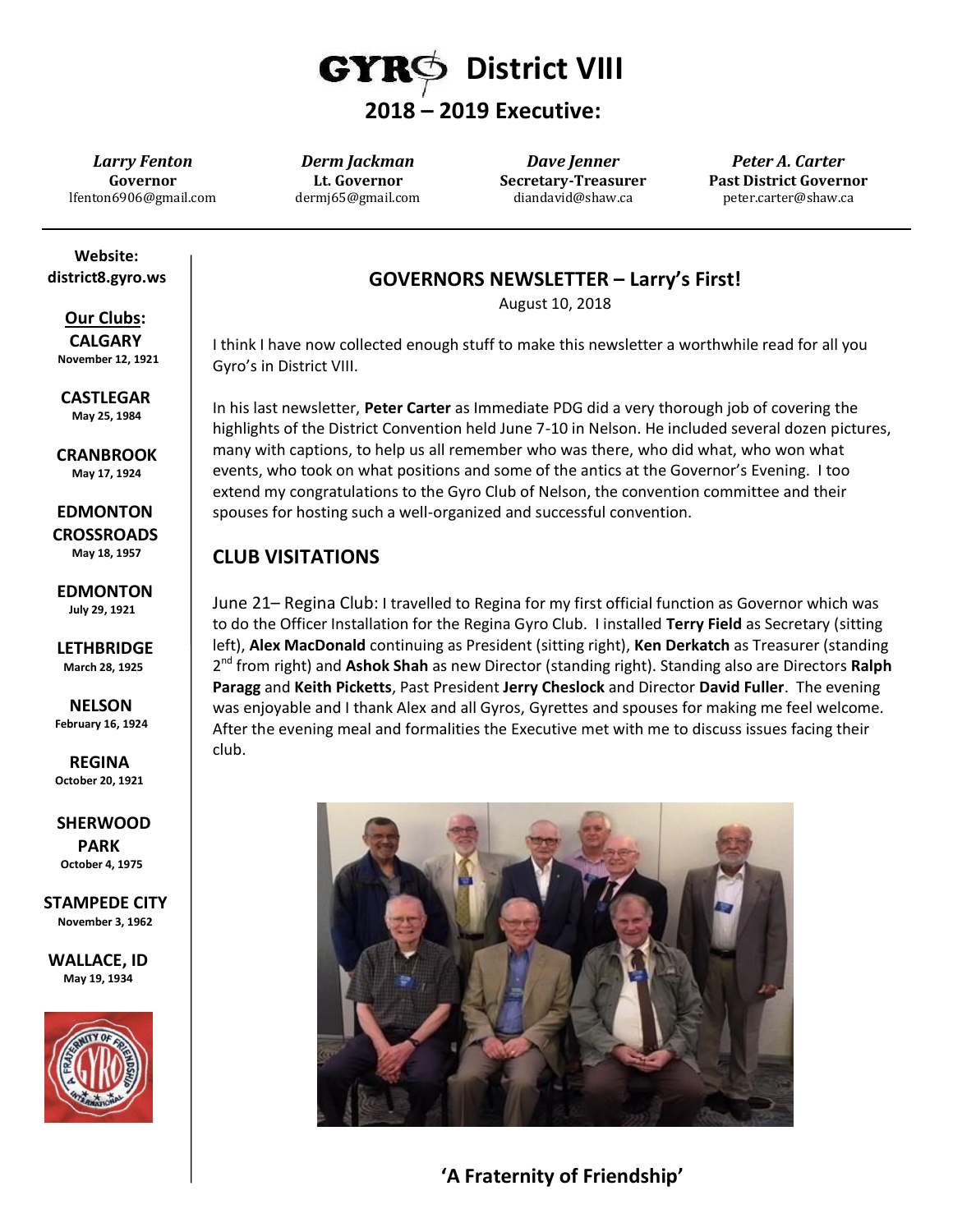# GYRO District VIII

## 2018 – 2019 Executive:

*Larry Fenton*
**Governor**
lfenton6906@gmail.com

*Derm Jackman*
**Lt. Governor**
dermj65@gmail.com

*Dave Jenner*
**Secretary-Treasurer**
diandavid@shaw.ca

*Peter A. Carter*
**Past District Governor**
peter.carter@shaw.ca

**Website:**
**district8.gyro.ws**

**Our Clubs:**

**CALGARY**
November 12, 1921

**CASTLEGAR**
May 25, 1984

**CRANBROOK**
May 17, 1924

**EDMONTON CROSSROADS**
May 18, 1957

**EDMONTON**
July 29, 1921

**LETHBRIDGE**
March 28, 1925

**NELSON**
February 16, 1924

**REGINA**
October 20, 1921

**SHERWOOD PARK**
October 4, 1975

**STAMPEDE CITY**
November 3, 1962

**WALLACE, ID**
May 19, 1934

## GOVERNORS NEWSLETTER – Larry's First!

August 10, 2018

I think I have now collected enough stuff to make this newsletter a worthwhile read for all you Gyro's in District VIII.

In his last newsletter, **Peter Carter** as Immediate PDG did a very thorough job of covering the highlights of the District Convention held June 7-10 in Nelson. He included several dozen pictures, many with captions, to help us all remember who was there, who did what, who won what events, who took on what positions and some of the antics at the Governor's Evening. I too extend my congratulations to the Gyro Club of Nelson, the convention committee and their spouses for hosting such a well-organized and successful convention.

## CLUB VISITATIONS

June 21– Regina Club: I travelled to Regina for my first official function as Governor which was to do the Officer Installation for the Regina Gyro Club. I installed **Terry Field** as Secretary (sitting left), **Alex MacDonald** continuing as President (sitting right), **Ken Derkatch** as Treasurer (standing 2nd from right) and **Ashok Shah** as new Director (standing right). Standing also are Directors **Ralph Paragg** and **Keith Picketts**, Past President **Jerry Cheslock** and Director **David Fuller**. The evening was enjoyable and I thank Alex and all Gyros, Gyrettes and spouses for making me feel welcome. After the evening meal and formalities the Executive met with me to discuss issues facing their club.

**'A Fraternity of Friendship'**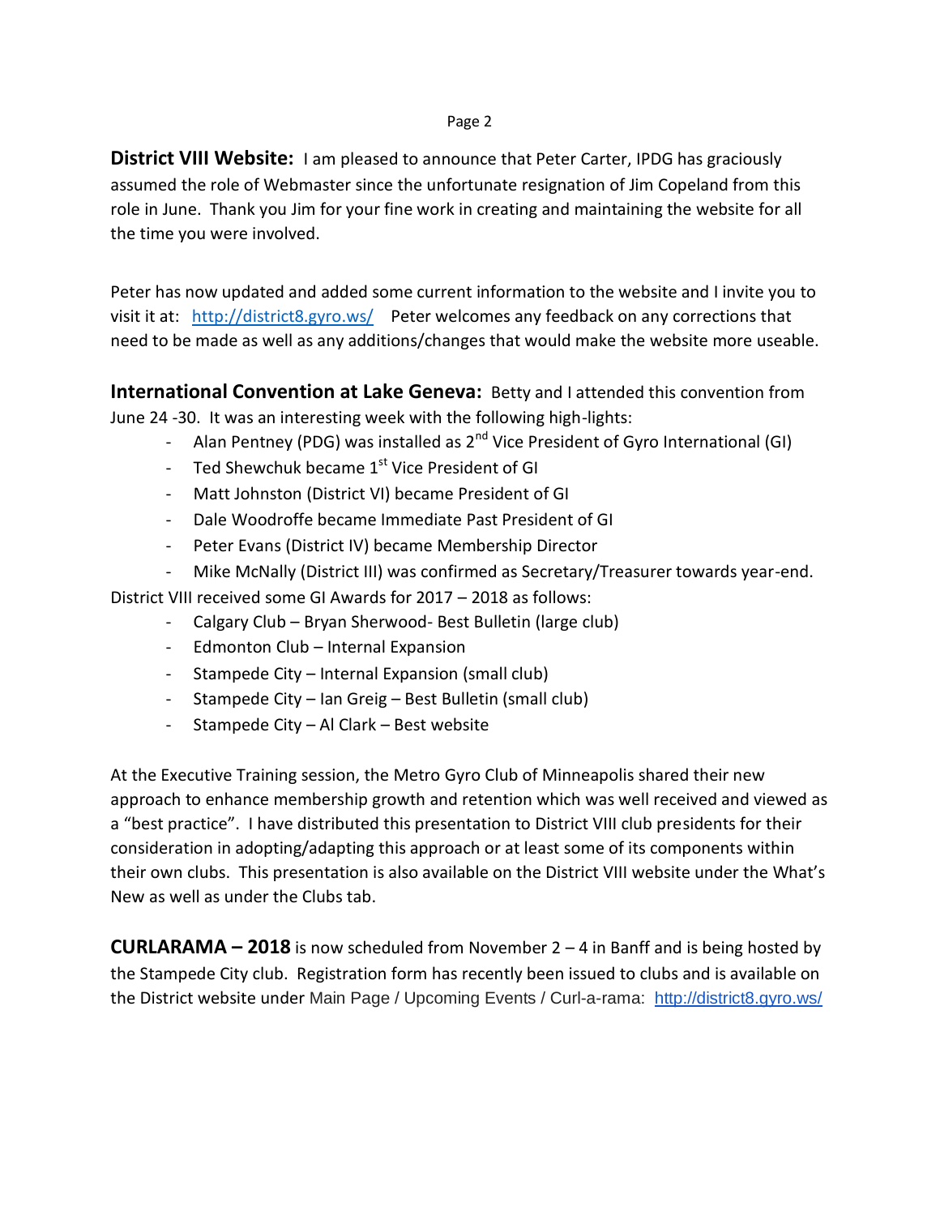**District VIII Website:** I am pleased to announce that Peter Carter, IPDG has graciously assumed the role of Webmaster since the unfortunate resignation of Jim Copeland from this role in June. Thank you Jim for your fine work in creating and maintaining the website for all the time you were involved.

Peter has now updated and added some current information to the website and I invite you to visit it at: [http://district8.gyro.ws/](http://district8.gyro.ws/) Peter welcomes any feedback on any corrections that need to be made as well as any additions/changes that would make the website more useable.

**International Convention at Lake Geneva:** Betty and I attended this convention from June 24 -30. It was an interesting week with the following high-lights:

- Alan Pentney (PDG) was installed as 2nd Vice President of Gyro International (GI)
- Ted Shewchuk became 1st Vice President of GI
- Matt Johnston (District VI) became President of GI
- Dale Woodroffe became Immediate Past President of GI
- Peter Evans (District IV) became Membership Director
- Mike McNally (District III) was confirmed as Secretary/Treasurer towards year-end.

District VIII received some GI Awards for 2017 – 2018 as follows:

- Calgary Club – Bryan Sherwood- Best Bulletin (large club)
- Edmonton Club – Internal Expansion
- Stampede City – Internal Expansion (small club)
- Stampede City – Ian Greig – Best Bulletin (small club)
- Stampede City – Al Clark – Best website

At the Executive Training session, the Metro Gyro Club of Minneapolis shared their new approach to enhance membership growth and retention which was well received and viewed as a "best practice". I have distributed this presentation to District VIII club presidents for their consideration in adopting/adapting this approach or at least some of its components within their own clubs. This presentation is also available on the District VIII website under the What's New as well as under the Clubs tab.

**CURLARAMA – 2018** is now scheduled from November 2 – 4 in Banff and is being hosted by the Stampede City club. Registration form has recently been issued to clubs and is available on the District website under Main Page / Upcoming Events / Curl-a-rama: [http://district8.gyro.ws/](http://district8.gyro.ws/)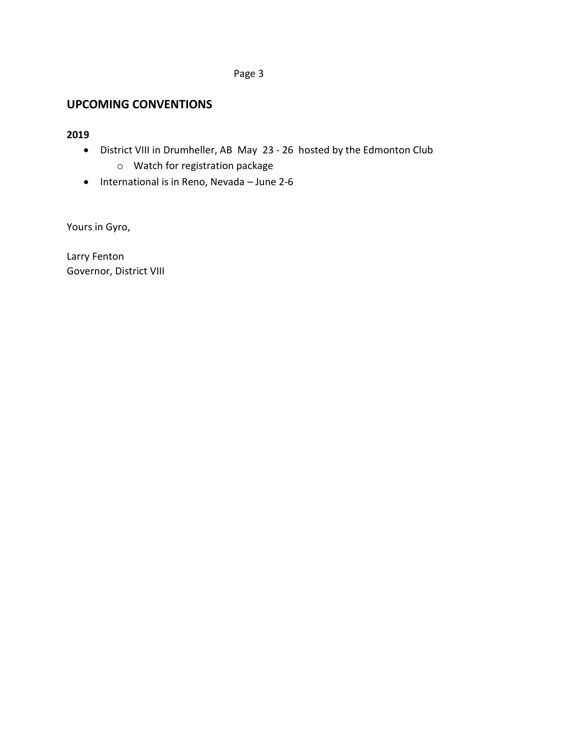## UPCOMING CONVENTIONS

**2019**

- District VIII in Drumheller, AB May 23 - 26 hosted by the Edmonton Club
  - Watch for registration package
- International is in Reno, Nevada – June 2-6

Yours in Gyro,

Larry Fenton
Governor, District VIII